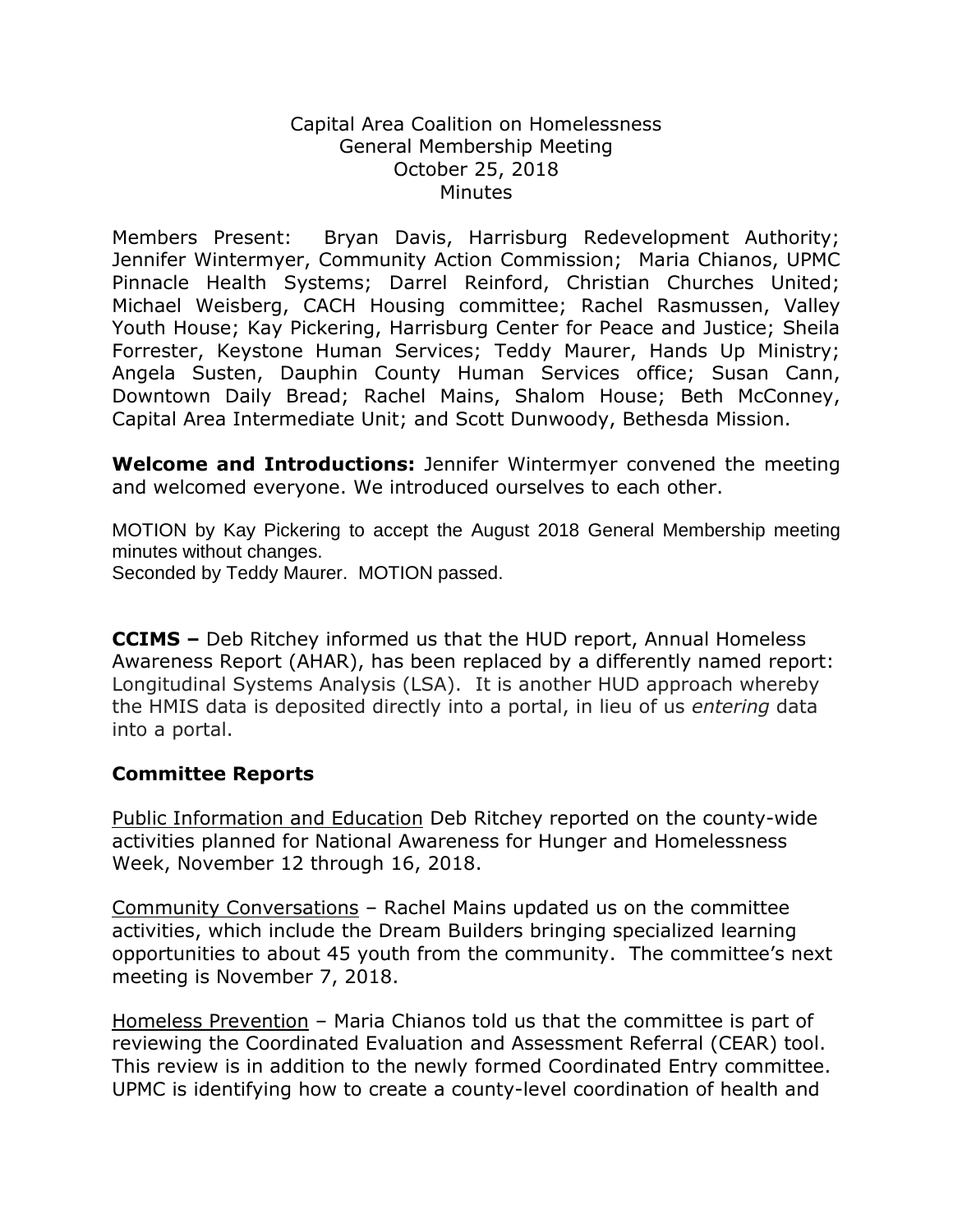Capital Area Coalition on Homelessness
General Membership Meeting
October 25, 2018
Minutes

Members Present: Bryan Davis, Harrisburg Redevelopment Authority; Jennifer Wintermyer, Community Action Commission; Maria Chianos, UPMC Pinnacle Health Systems; Darrel Reinford, Christian Churches United; Michael Weisberg, CACH Housing committee; Rachel Rasmussen, Valley Youth House; Kay Pickering, Harrisburg Center for Peace and Justice; Sheila Forrester, Keystone Human Services; Teddy Maurer, Hands Up Ministry; Angela Susten, Dauphin County Human Services office; Susan Cann, Downtown Daily Bread; Rachel Mains, Shalom House; Beth McConney, Capital Area Intermediate Unit; and Scott Dunwoody, Bethesda Mission.

**Welcome and Introductions:** Jennifer Wintermyer convened the meeting and welcomed everyone. We introduced ourselves to each other.

MOTION by Kay Pickering to accept the August 2018 General Membership meeting minutes without changes.
Seconded by Teddy Maurer. MOTION passed.

**CCIMS –** Deb Ritchey informed us that the HUD report, Annual Homeless Awareness Report (AHAR), has been replaced by a differently named report: Longitudinal Systems Analysis (LSA). It is another HUD approach whereby the HMIS data is deposited directly into a portal, in lieu of us *entering* data into a portal.

## Committee Reports

<u>Public Information and Education</u> Deb Ritchey reported on the county-wide activities planned for National Awareness for Hunger and Homelessness Week, November 12 through 16, 2018.

<u>Community Conversations</u> – Rachel Mains updated us on the committee activities, which include the Dream Builders bringing specialized learning opportunities to about 45 youth from the community. The committee's next meeting is November 7, 2018.

<u>Homeless Prevention</u> – Maria Chianos told us that the committee is part of reviewing the Coordinated Evaluation and Assessment Referral (CEAR) tool. This review is in addition to the newly formed Coordinated Entry committee. UPMC is identifying how to create a county-level coordination of health and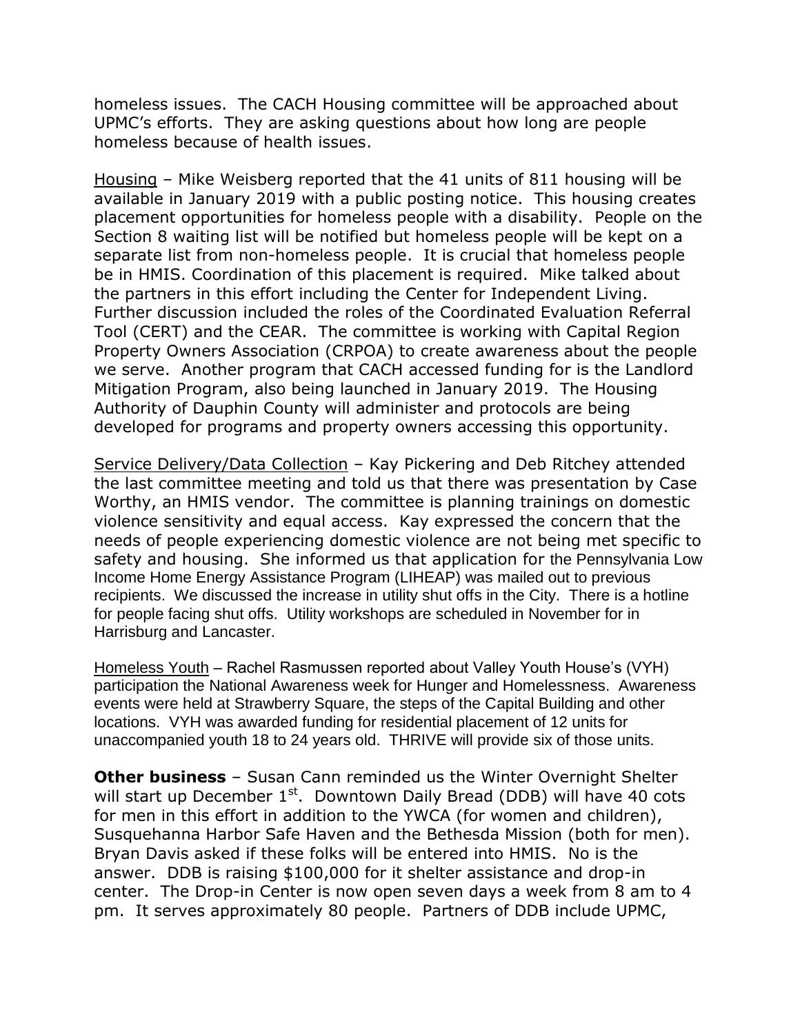homeless issues. The CACH Housing committee will be approached about UPMC's efforts. They are asking questions about how long are people homeless because of health issues.

Housing – Mike Weisberg reported that the 41 units of 811 housing will be available in January 2019 with a public posting notice. This housing creates placement opportunities for homeless people with a disability. People on the Section 8 waiting list will be notified but homeless people will be kept on a separate list from non-homeless people. It is crucial that homeless people be in HMIS. Coordination of this placement is required. Mike talked about the partners in this effort including the Center for Independent Living. Further discussion included the roles of the Coordinated Evaluation Referral Tool (CERT) and the CEAR. The committee is working with Capital Region Property Owners Association (CRPOA) to create awareness about the people we serve. Another program that CACH accessed funding for is the Landlord Mitigation Program, also being launched in January 2019. The Housing Authority of Dauphin County will administer and protocols are being developed for programs and property owners accessing this opportunity.

Service Delivery/Data Collection – Kay Pickering and Deb Ritchey attended the last committee meeting and told us that there was presentation by Case Worthy, an HMIS vendor. The committee is planning trainings on domestic violence sensitivity and equal access. Kay expressed the concern that the needs of people experiencing domestic violence are not being met specific to safety and housing. She informed us that application for the Pennsylvania Low Income Home Energy Assistance Program (LIHEAP) was mailed out to previous recipients. We discussed the increase in utility shut offs in the City. There is a hotline for people facing shut offs. Utility workshops are scheduled in November for in Harrisburg and Lancaster.

Homeless Youth – Rachel Rasmussen reported about Valley Youth House's (VYH) participation the National Awareness week for Hunger and Homelessness. Awareness events were held at Strawberry Square, the steps of the Capital Building and other locations. VYH was awarded funding for residential placement of 12 units for unaccompanied youth 18 to 24 years old. THRIVE will provide six of those units.

**Other business** – Susan Cann reminded us the Winter Overnight Shelter will start up December 1st. Downtown Daily Bread (DDB) will have 40 cots for men in this effort in addition to the YWCA (for women and children), Susquehanna Harbor Safe Haven and the Bethesda Mission (both for men). Bryan Davis asked if these folks will be entered into HMIS. No is the answer. DDB is raising $100,000 for it shelter assistance and drop-in center. The Drop-in Center is now open seven days a week from 8 am to 4 pm. It serves approximately 80 people. Partners of DDB include UPMC,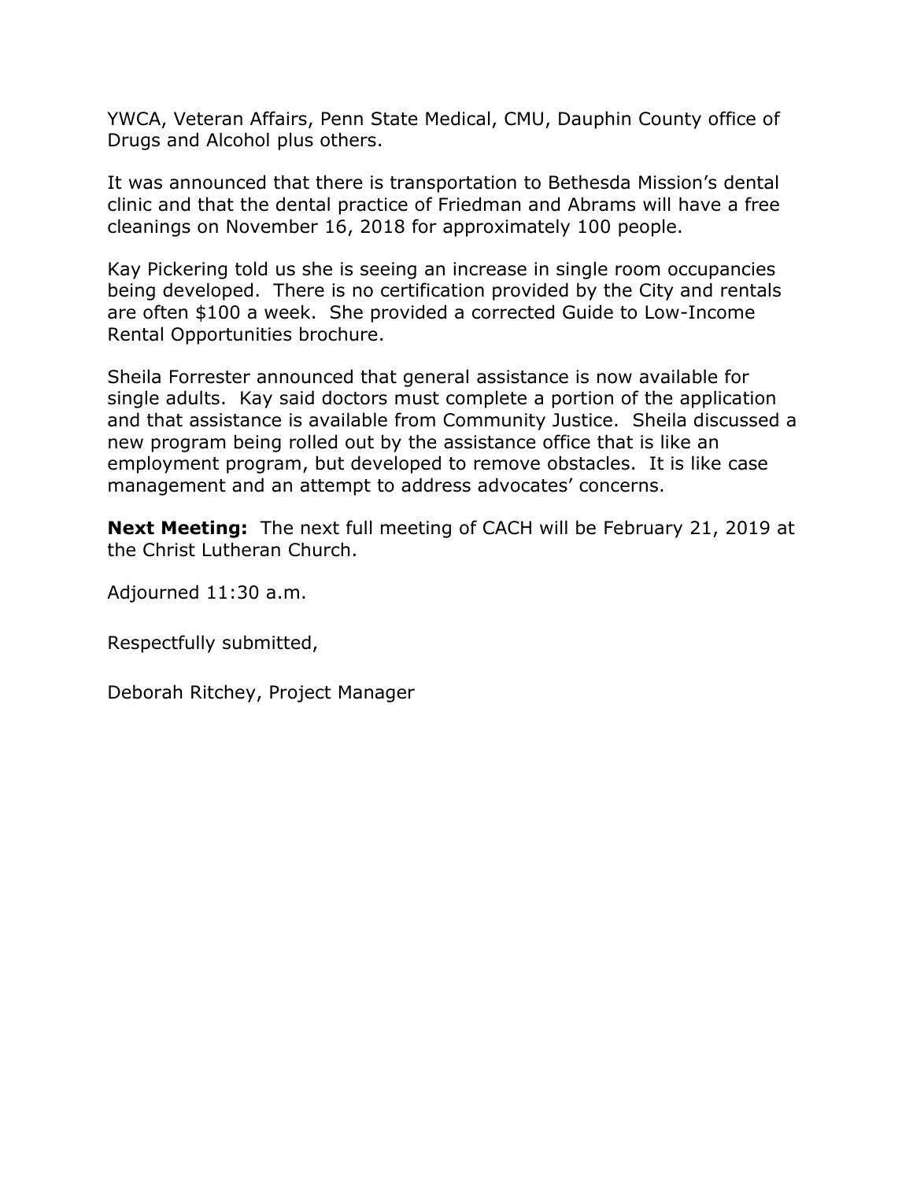YWCA, Veteran Affairs, Penn State Medical, CMU, Dauphin County office of Drugs and Alcohol plus others.

It was announced that there is transportation to Bethesda Mission's dental clinic and that the dental practice of Friedman and Abrams will have a free cleanings on November 16, 2018 for approximately 100 people.

Kay Pickering told us she is seeing an increase in single room occupancies being developed. There is no certification provided by the City and rentals are often $100 a week. She provided a corrected Guide to Low-Income Rental Opportunities brochure.

Sheila Forrester announced that general assistance is now available for single adults. Kay said doctors must complete a portion of the application and that assistance is available from Community Justice. Sheila discussed a new program being rolled out by the assistance office that is like an employment program, but developed to remove obstacles. It is like case management and an attempt to address advocates' concerns.

**Next Meeting:** The next full meeting of CACH will be February 21, 2019 at the Christ Lutheran Church.

Adjourned 11:30 a.m.

Respectfully submitted,

Deborah Ritchey, Project Manager